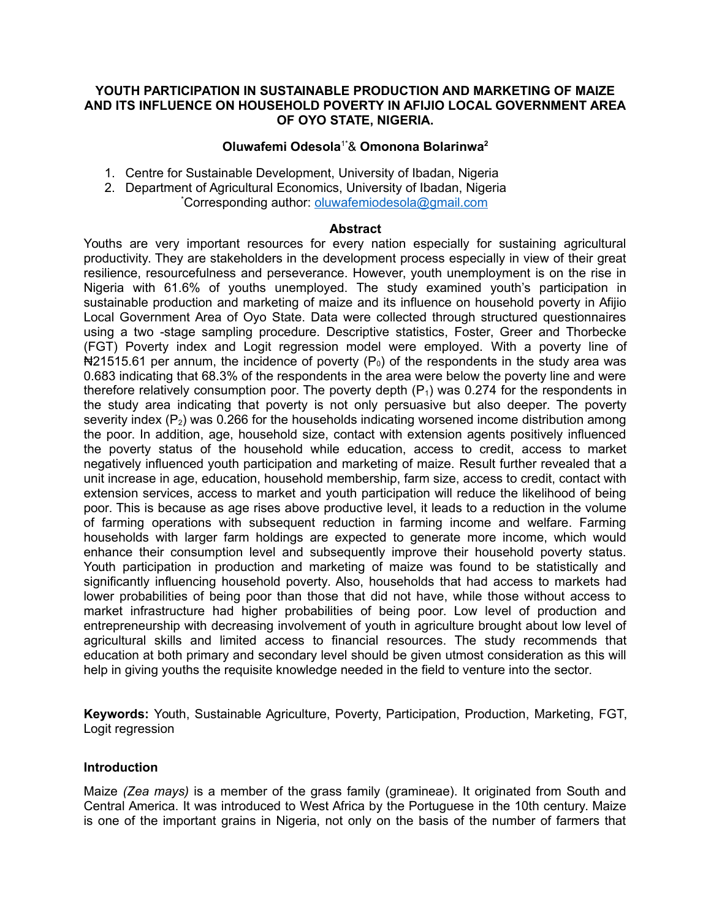# YOUTH PARTICIPATION IN SUSTAINABLE PRODUCTION AND MARKETING OF MAIZE AND ITS INFLUENCE ON HOUSEHOLD POVERTY IN AFIJIO LOCAL GOVERNMENT AREA OF OYO STATE, NIGERIA.

**Oluwafemi Odesola**[1*] & **Omonona Bolarinwa**[2]

1. Centre for Sustainable Development, University of Ibadan, Nigeria
2. Department of Agricultural Economics, University of Ibadan, Nigeria

[*]Corresponding author: oluwafemiodesola@gmail.com

## Abstract

Youths are very important resources for every nation especially for sustaining agricultural productivity. They are stakeholders in the development process especially in view of their great resilience, resourcefulness and perseverance. However, youth unemployment is on the rise in Nigeria with 61.6% of youths unemployed. The study examined youth's participation in sustainable production and marketing of maize and its influence on household poverty in Afijio Local Government Area of Oyo State. Data were collected through structured questionnaires using a two -stage sampling procedure. Descriptive statistics, Foster, Greer and Thorbecke (FGT) Poverty index and Logit regression model were employed. With a poverty line of ₦21515.61 per annum, the incidence of poverty ($P_0$) of the respondents in the study area was 0.683 indicating that 68.3% of the respondents in the area were below the poverty line and were therefore relatively consumption poor. The poverty depth ($P_1$) was 0.274 for the respondents in the study area indicating that poverty is not only persuasive but also deeper. The poverty severity index ($P_2$) was 0.266 for the households indicating worsened income distribution among the poor. In addition, age, household size, contact with extension agents positively influenced the poverty status of the household while education, access to credit, access to market negatively influenced youth participation and marketing of maize. Result further revealed that a unit increase in age, education, household membership, farm size, access to credit, contact with extension services, access to market and youth participation will reduce the likelihood of being poor. This is because as age rises above productive level, it leads to a reduction in the volume of farming operations with subsequent reduction in farming income and welfare. Farming households with larger farm holdings are expected to generate more income, which would enhance their consumption level and subsequently improve their household poverty status. Youth participation in production and marketing of maize was found to be statistically and significantly influencing household poverty. Also, households that had access to markets had lower probabilities of being poor than those that did not have, while those without access to market infrastructure had higher probabilities of being poor. Low level of production and entrepreneurship with decreasing involvement of youth in agriculture brought about low level of agricultural skills and limited access to financial resources. The study recommends that education at both primary and secondary level should be given utmost consideration as this will help in giving youths the requisite knowledge needed in the field to venture into the sector.

**Keywords:** Youth, Sustainable Agriculture, Poverty, Participation, Production, Marketing, FGT, Logit regression

## Introduction

Maize *(Zea mays)* is a member of the grass family (gramineae). It originated from South and Central America. It was introduced to West Africa by the Portuguese in the 10th century. Maize is one of the important grains in Nigeria, not only on the basis of the number of farmers that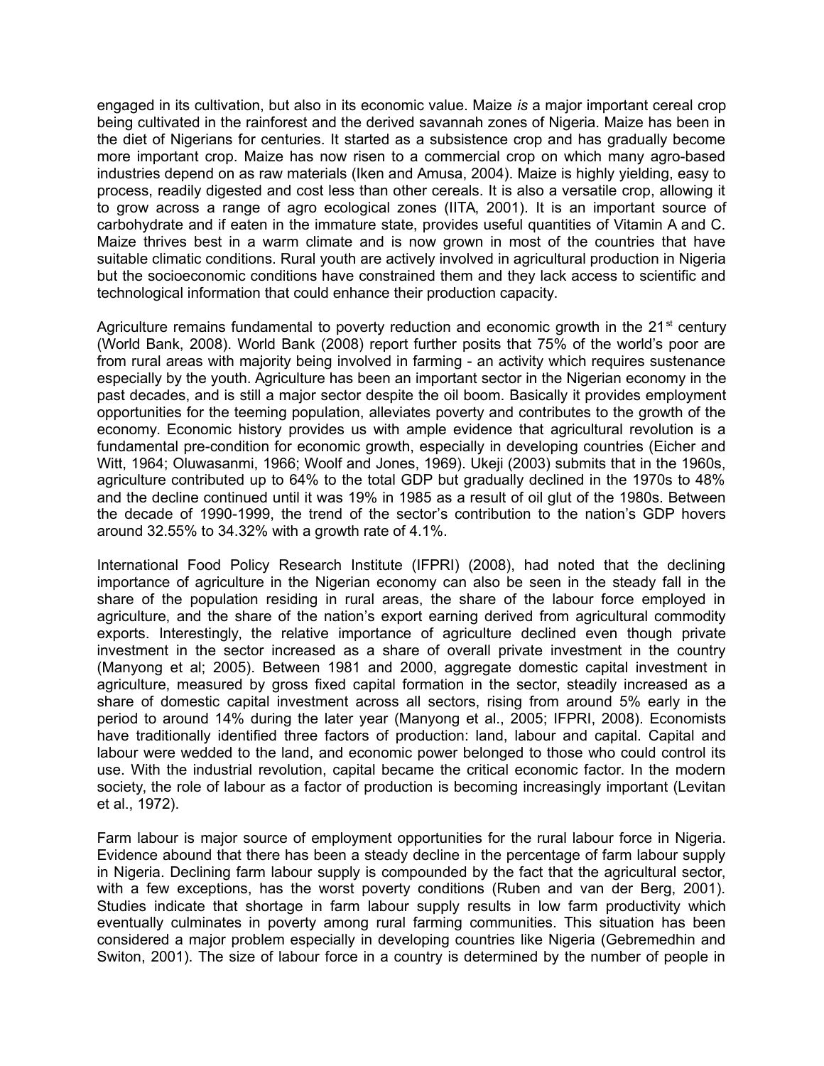engaged in its cultivation, but also in its economic value. Maize *is* a major important cereal crop being cultivated in the rainforest and the derived savannah zones of Nigeria. Maize has been in the diet of Nigerians for centuries. It started as a subsistence crop and has gradually become more important crop. Maize has now risen to a commercial crop on which many agro-based industries depend on as raw materials (Iken and Amusa, 2004). Maize is highly yielding, easy to process, readily digested and cost less than other cereals. It is also a versatile crop, allowing it to grow across a range of agro ecological zones (IITA, 2001). It is an important source of carbohydrate and if eaten in the immature state, provides useful quantities of Vitamin A and C. Maize thrives best in a warm climate and is now grown in most of the countries that have suitable climatic conditions. Rural youth are actively involved in agricultural production in Nigeria but the socioeconomic conditions have constrained them and they lack access to scientific and technological information that could enhance their production capacity.

Agriculture remains fundamental to poverty reduction and economic growth in the 21st century (World Bank, 2008). World Bank (2008) report further posits that 75% of the world's poor are from rural areas with majority being involved in farming - an activity which requires sustenance especially by the youth. Agriculture has been an important sector in the Nigerian economy in the past decades, and is still a major sector despite the oil boom. Basically it provides employment opportunities for the teeming population, alleviates poverty and contributes to the growth of the economy. Economic history provides us with ample evidence that agricultural revolution is a fundamental pre-condition for economic growth, especially in developing countries (Eicher and Witt, 1964; Oluwasanmi, 1966; Woolf and Jones, 1969). Ukeji (2003) submits that in the 1960s, agriculture contributed up to 64% to the total GDP but gradually declined in the 1970s to 48% and the decline continued until it was 19% in 1985 as a result of oil glut of the 1980s. Between the decade of 1990-1999, the trend of the sector's contribution to the nation's GDP hovers around 32.55% to 34.32% with a growth rate of 4.1%.

International Food Policy Research Institute (IFPRI) (2008), had noted that the declining importance of agriculture in the Nigerian economy can also be seen in the steady fall in the share of the population residing in rural areas, the share of the labour force employed in agriculture, and the share of the nation's export earning derived from agricultural commodity exports. Interestingly, the relative importance of agriculture declined even though private investment in the sector increased as a share of overall private investment in the country (Manyong et al; 2005). Between 1981 and 2000, aggregate domestic capital investment in agriculture, measured by gross fixed capital formation in the sector, steadily increased as a share of domestic capital investment across all sectors, rising from around 5% early in the period to around 14% during the later year (Manyong et al., 2005; IFPRI, 2008). Economists have traditionally identified three factors of production: land, labour and capital. Capital and labour were wedded to the land, and economic power belonged to those who could control its use. With the industrial revolution, capital became the critical economic factor. In the modern society, the role of labour as a factor of production is becoming increasingly important (Levitan et al., 1972).

Farm labour is major source of employment opportunities for the rural labour force in Nigeria. Evidence abound that there has been a steady decline in the percentage of farm labour supply in Nigeria. Declining farm labour supply is compounded by the fact that the agricultural sector, with a few exceptions, has the worst poverty conditions (Ruben and van der Berg, 2001). Studies indicate that shortage in farm labour supply results in low farm productivity which eventually culminates in poverty among rural farming communities. This situation has been considered a major problem especially in developing countries like Nigeria (Gebremedhin and Switon, 2001). The size of labour force in a country is determined by the number of people in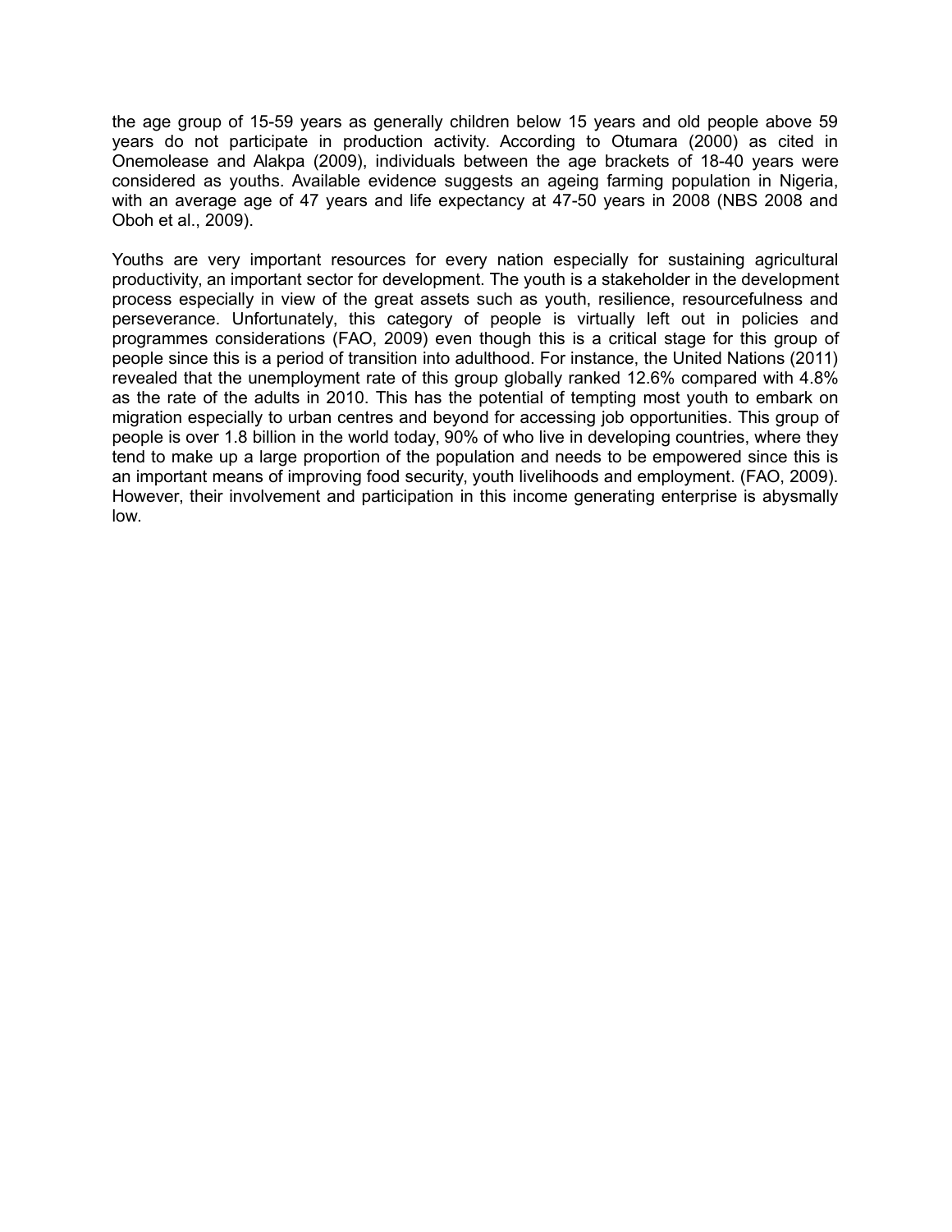the age group of 15-59 years as generally children below 15 years and old people above 59 years do not participate in production activity. According to Otumara (2000) as cited in Onemolease and Alakpa (2009), individuals between the age brackets of 18-40 years were considered as youths. Available evidence suggests an ageing farming population in Nigeria, with an average age of 47 years and life expectancy at 47-50 years in 2008 (NBS 2008 and Oboh et al., 2009).

Youths are very important resources for every nation especially for sustaining agricultural productivity, an important sector for development. The youth is a stakeholder in the development process especially in view of the great assets such as youth, resilience, resourcefulness and perseverance. Unfortunately, this category of people is virtually left out in policies and programmes considerations (FAO, 2009) even though this is a critical stage for this group of people since this is a period of transition into adulthood. For instance, the United Nations (2011) revealed that the unemployment rate of this group globally ranked 12.6% compared with 4.8% as the rate of the adults in 2010. This has the potential of tempting most youth to embark on migration especially to urban centres and beyond for accessing job opportunities. This group of people is over 1.8 billion in the world today, 90% of who live in developing countries, where they tend to make up a large proportion of the population and needs to be empowered since this is an important means of improving food security, youth livelihoods and employment. (FAO, 2009). However, their involvement and participation in this income generating enterprise is abysmally low.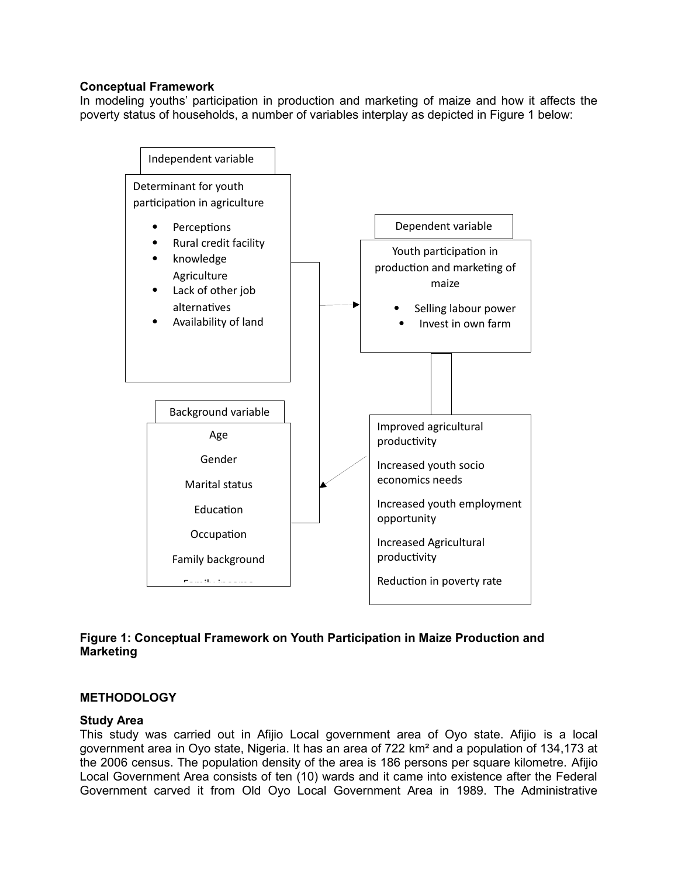### Conceptual Framework

In modeling youths' participation in production and marketing of maize and how it affects the poverty status of households, a number of variables interplay as depicted in Figure 1 below:

Independent variable

Determinant for youth participation in agriculture

- Perceptions
- Rural credit facility
- knowledge Agriculture
- Lack of other job alternatives
- Availability of land

Dependent variable

Youth participation in production and marketing of maize

- Selling labour power
- Invest in own farm

Background variable

Age

Gender

Marital status

Education

Occupation

Family background

Family income

Improved agricultural productivity

Increased youth socio economics needs

Increased youth employment opportunity

Increased Agricultural productivity

Reduction in poverty rate

**Figure 1: Conceptual Framework on Youth Participation in Maize Production and Marketing**

## METHODOLOGY

### Study Area

This study was carried out in Afijio Local government area of Oyo state. Afijio is a local government area in Oyo state, Nigeria. It has an area of 722 km² and a population of 134,173 at the 2006 census. The population density of the area is 186 persons per square kilometre. Afijio Local Government Area consists of ten (10) wards and it came into existence after the Federal Government carved it from Old Oyo Local Government Area in 1989. The Administrative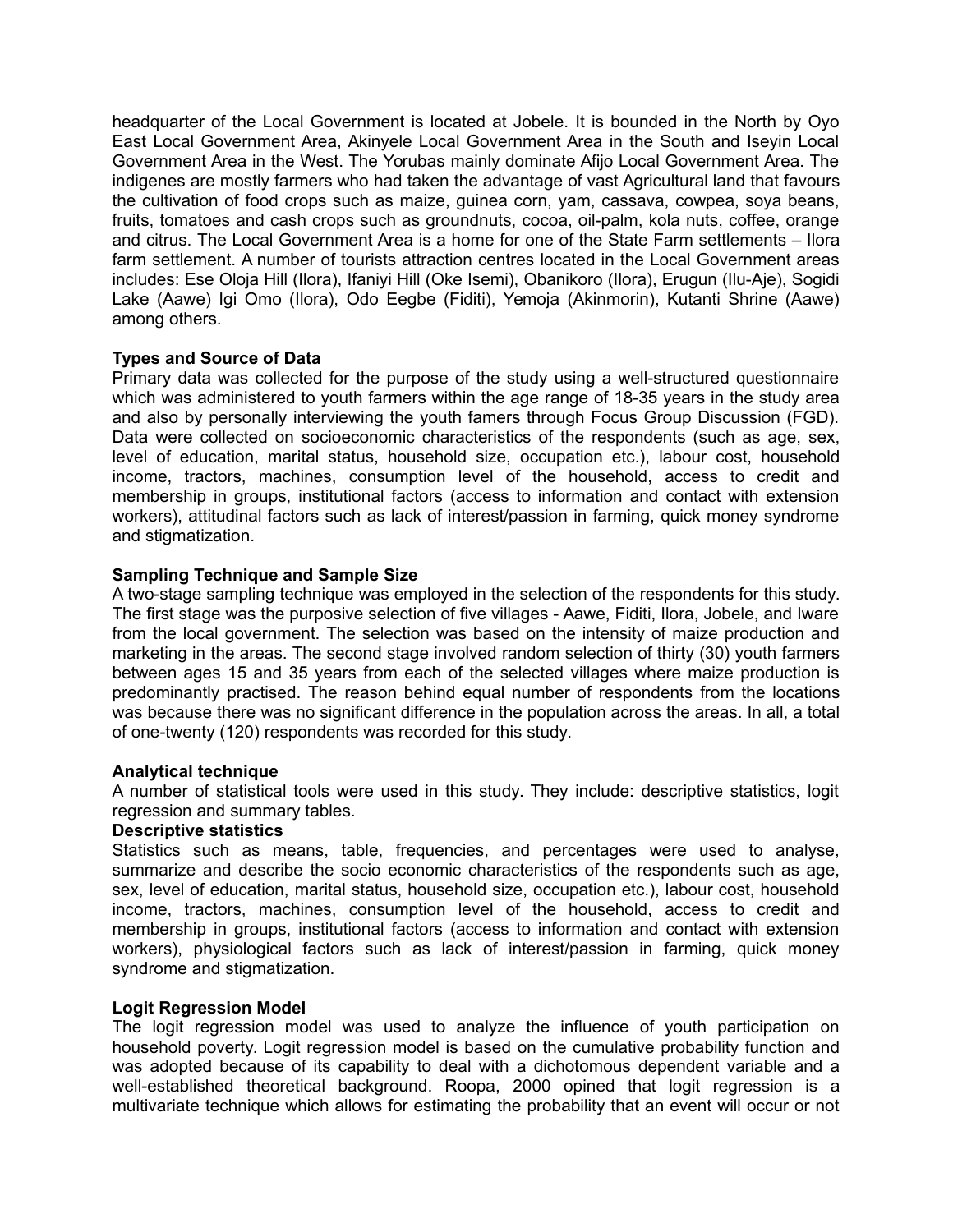headquarter of the Local Government is located at Jobele. It is bounded in the North by Oyo East Local Government Area, Akinyele Local Government Area in the South and Iseyin Local Government Area in the West. The Yorubas mainly dominate Afijo Local Government Area. The indigenes are mostly farmers who had taken the advantage of vast Agricultural land that favours the cultivation of food crops such as maize, guinea corn, yam, cassava, cowpea, soya beans, fruits, tomatoes and cash crops such as groundnuts, cocoa, oil-palm, kola nuts, coffee, orange and citrus. The Local Government Area is a home for one of the State Farm settlements – Ilora farm settlement. A number of tourists attraction centres located in the Local Government areas includes: Ese Oloja Hill (Ilora), Ifaniyi Hill (Oke Isemi), Obanikoro (Ilora), Erugun (Ilu-Aje), Sogidi Lake (Aawe) Igi Omo (Ilora), Odo Eegbe (Fiditi), Yemoja (Akinmorin), Kutanti Shrine (Aawe) among others.

**Types and Source of Data**

Primary data was collected for the purpose of the study using a well-structured questionnaire which was administered to youth farmers within the age range of 18-35 years in the study area and also by personally interviewing the youth famers through Focus Group Discussion (FGD). Data were collected on socioeconomic characteristics of the respondents (such as age, sex, level of education, marital status, household size, occupation etc.), labour cost, household income, tractors, machines, consumption level of the household, access to credit and membership in groups, institutional factors (access to information and contact with extension workers), attitudinal factors such as lack of interest/passion in farming, quick money syndrome and stigmatization.

**Sampling Technique and Sample Size**

A two-stage sampling technique was employed in the selection of the respondents for this study. The first stage was the purposive selection of five villages - Aawe, Fiditi, Ilora, Jobele, and Iware from the local government. The selection was based on the intensity of maize production and marketing in the areas. The second stage involved random selection of thirty (30) youth farmers between ages 15 and 35 years from each of the selected villages where maize production is predominantly practised. The reason behind equal number of respondents from the locations was because there was no significant difference in the population across the areas. In all, a total of one-twenty (120) respondents was recorded for this study.

**Analytical technique**

A number of statistical tools were used in this study. They include: descriptive statistics, logit regression and summary tables.

**Descriptive statistics**

Statistics such as means, table, frequencies, and percentages were used to analyse, summarize and describe the socio economic characteristics of the respondents such as age, sex, level of education, marital status, household size, occupation etc.), labour cost, household income, tractors, machines, consumption level of the household, access to credit and membership in groups, institutional factors (access to information and contact with extension workers), physiological factors such as lack of interest/passion in farming, quick money syndrome and stigmatization.

**Logit Regression Model**

The logit regression model was used to analyze the influence of youth participation on household poverty. Logit regression model is based on the cumulative probability function and was adopted because of its capability to deal with a dichotomous dependent variable and a well-established theoretical background. Roopa, 2000 opined that logit regression is a multivariate technique which allows for estimating the probability that an event will occur or not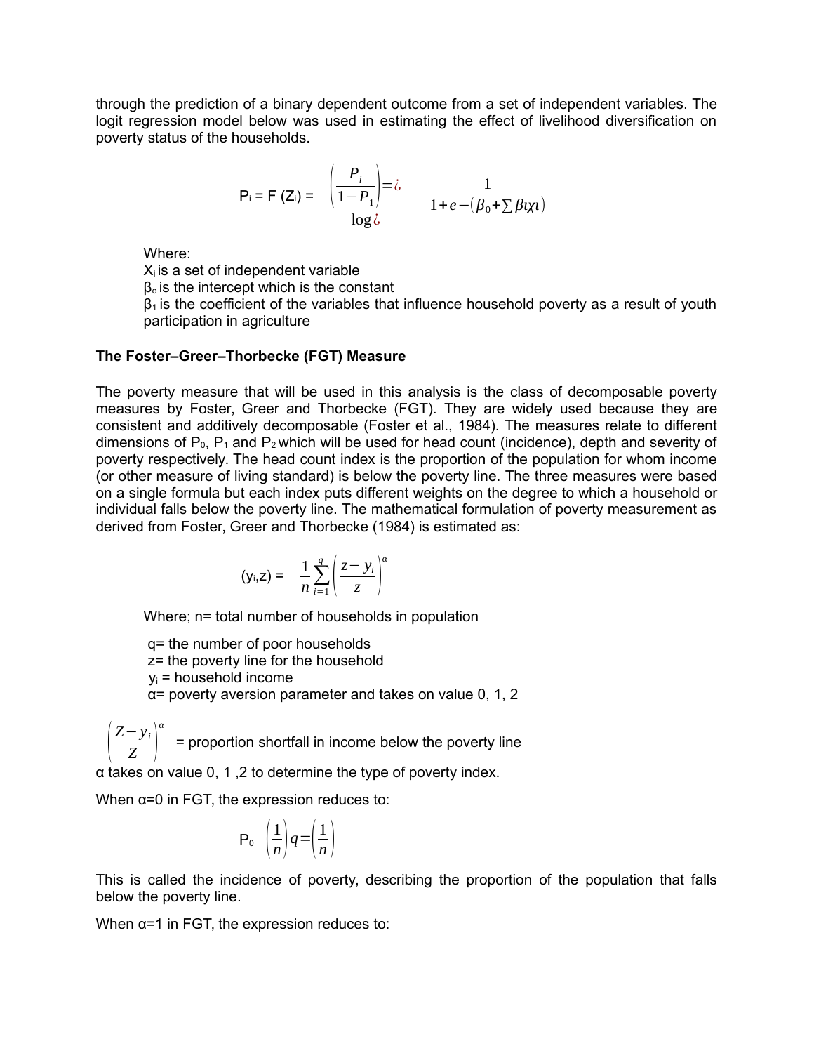through the prediction of a binary dependent outcome from a set of independent variables. The logit regression model below was used in estimating the effect of livelihood diversification on poverty status of the households.

$$P_i = F(Z_i) = \log\left(\frac{P_i}{1-P_1}\right) = \frac{1}{1+e-(\beta_0+\sum \beta \iota \chi \iota)}$$

Where:
$X_i$ is a set of independent variable
$\beta_o$ is the intercept which is the constant
$\beta_1$ is the coefficient of the variables that influence household poverty as a result of youth participation in agriculture

**The Foster–Greer–Thorbecke (FGT) Measure**

The poverty measure that will be used in this analysis is the class of decomposable poverty measures by Foster, Greer and Thorbecke (FGT). They are widely used because they are consistent and additively decomposable (Foster et al., 1984). The measures relate to different dimensions of $P_0$, $P_1$ and $P_2$ which will be used for head count (incidence), depth and severity of poverty respectively. The head count index is the proportion of the population for whom income (or other measure of living standard) is below the poverty line. The three measures were based on a single formula but each index puts different weights on the degree to which a household or individual falls below the poverty line. The mathematical formulation of poverty measurement as derived from Foster, Greer and Thorbecke (1984) is estimated as:

$$(y_i, z) = \frac{1}{n}\sum_{i=1}^{q}\left(\frac{z-y_i}{z}\right)^{\alpha}$$

Where; n= total number of households in population

q= the number of poor households
z= the poverty line for the household
$y_i$ = household income
α= poverty aversion parameter and takes on value 0, 1, 2

$\left(\frac{Z-y_i}{Z}\right)^{\alpha}$ = proportion shortfall in income below the poverty line

α takes on value 0, 1 ,2 to determine the type of poverty index.

When α=0 in FGT, the expression reduces to:

$$P_0 \quad \left(\frac{1}{n}\right)q = \left(\frac{1}{n}\right)$$

This is called the incidence of poverty, describing the proportion of the population that falls below the poverty line.

When α=1 in FGT, the expression reduces to: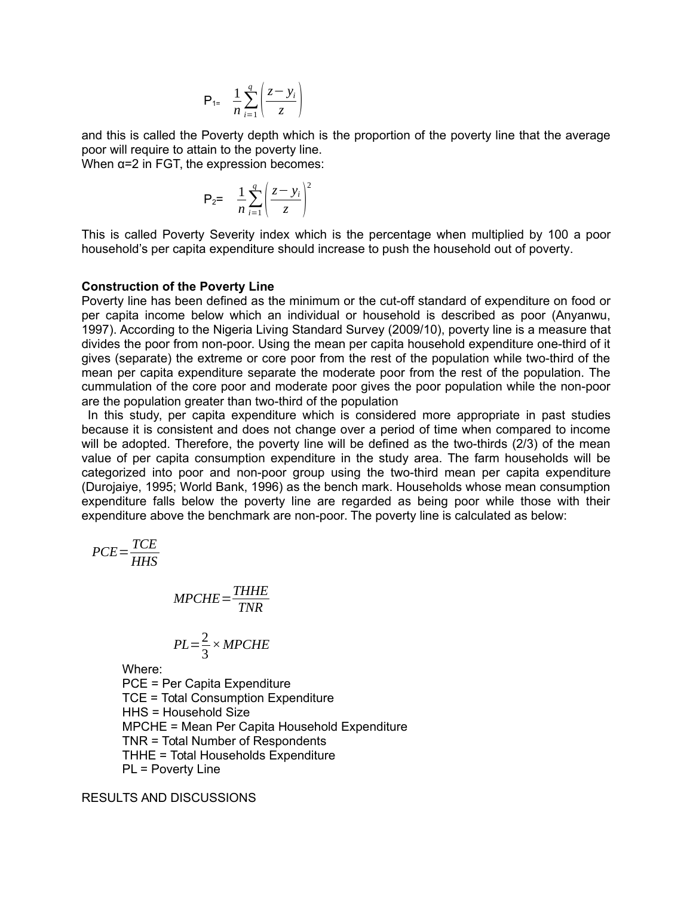$$P_1 = \frac{1}{n}\sum_{i=1}^{q}\left(\frac{z-y_i}{z}\right)$$

and this is called the Poverty depth which is the proportion of the poverty line that the average poor will require to attain to the poverty line.
When α=2 in FGT, the expression becomes:

$$P_2 = \frac{1}{n}\sum_{i=1}^{q}\left(\frac{z-y_i}{z}\right)^2$$

This is called Poverty Severity index which is the percentage when multiplied by 100 a poor household's per capita expenditure should increase to push the household out of poverty.

**Construction of the Poverty Line**

Poverty line has been defined as the minimum or the cut-off standard of expenditure on food or per capita income below which an individual or household is described as poor (Anyanwu, 1997). According to the Nigeria Living Standard Survey (2009/10), poverty line is a measure that divides the poor from non-poor. Using the mean per capita household expenditure one-third of it gives (separate) the extreme or core poor from the rest of the population while two-third of the mean per capita expenditure separate the moderate poor from the rest of the population. The cummulation of the core poor and moderate poor gives the poor population while the non-poor are the population greater than two-third of the population

In this study, per capita expenditure which is considered more appropriate in past studies because it is consistent and does not change over a period of time when compared to income will be adopted. Therefore, the poverty line will be defined as the two-thirds (2/3) of the mean value of per capita consumption expenditure in the study area. The farm households will be categorized into poor and non-poor group using the two-third mean per capita expenditure (Durojaiye, 1995; World Bank, 1996) as the bench mark. Households whose mean consumption expenditure falls below the poverty line are regarded as being poor while those with their expenditure above the benchmark are non-poor. The poverty line is calculated as below:

$$PCE = \frac{TCE}{HHS}$$

$$MPCHE = \frac{THHE}{TNR}$$

$$PL = \frac{2}{3} \times MPCHE$$

Where:
PCE = Per Capita Expenditure
TCE = Total Consumption Expenditure
HHS = Household Size
MPCHE = Mean Per Capita Household Expenditure
TNR = Total Number of Respondents
THHE = Total Households Expenditure
PL = Poverty Line

RESULTS AND DISCUSSIONS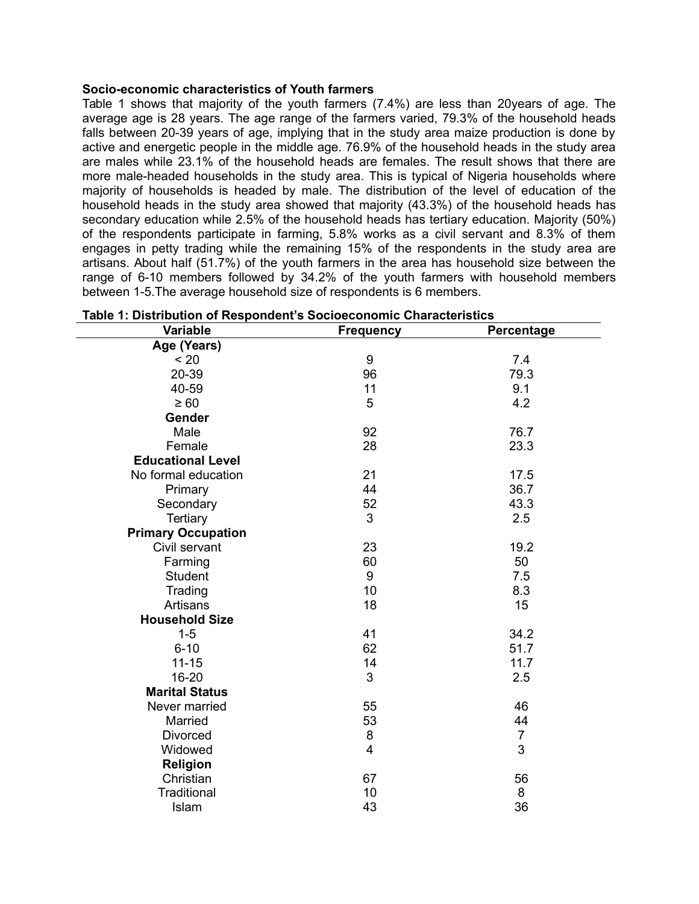**Socio-economic characteristics of Youth farmers**

Table 1 shows that majority of the youth farmers (7.4%) are less than 20years of age. The average age is 28 years. The age range of the farmers varied, 79.3% of the household heads falls between 20-39 years of age, implying that in the study area maize production is done by active and energetic people in the middle age. 76.9% of the household heads in the study area are males while 23.1% of the household heads are females. The result shows that there are more male-headed households in the study area. This is typical of Nigeria households where majority of households is headed by male. The distribution of the level of education of the household heads in the study area showed that majority (43.3%) of the household heads has secondary education while 2.5% of the household heads has tertiary education. Majority (50%) of the respondents participate in farming, 5.8% works as a civil servant and 8.3% of them engages in petty trading while the remaining 15% of the respondents in the study area are artisans. About half (51.7%) of the youth farmers in the area has household size between the range of 6-10 members followed by 34.2% of the youth farmers with household members between 1-5.The average household size of respondents is 6 members.

**Table 1: Distribution of Respondent's Socioeconomic Characteristics**

| Variable | Frequency | Percentage |
|---|---|---|
| **Age (Years)** | | |
| < 20 | 9 | 7.4 |
| 20-39 | 96 | 79.3 |
| 40-59 | 11 | 9.1 |
| ≥ 60 | 5 | 4.2 |
| **Gender** | | |
| Male | 92 | 76.7 |
| Female | 28 | 23.3 |
| **Educational Level** | | |
| No formal education | 21 | 17.5 |
| Primary | 44 | 36.7 |
| Secondary | 52 | 43.3 |
| Tertiary | 3 | 2.5 |
| **Primary Occupation** | | |
| Civil servant | 23 | 19.2 |
| Farming | 60 | 50 |
| Student | 9 | 7.5 |
| Trading | 10 | 8.3 |
| Artisans | 18 | 15 |
| **Household Size** | | |
| 1-5 | 41 | 34.2 |
| 6-10 | 62 | 51.7 |
| 11-15 | 14 | 11.7 |
| 16-20 | 3 | 2.5 |
| **Marital Status** | | |
| Never married | 55 | 46 |
| Married | 53 | 44 |
| Divorced | 8 | 7 |
| Widowed | 4 | 3 |
| **Religion** | | |
| Christian | 67 | 56 |
| Traditional | 10 | 8 |
| Islam | 43 | 36 |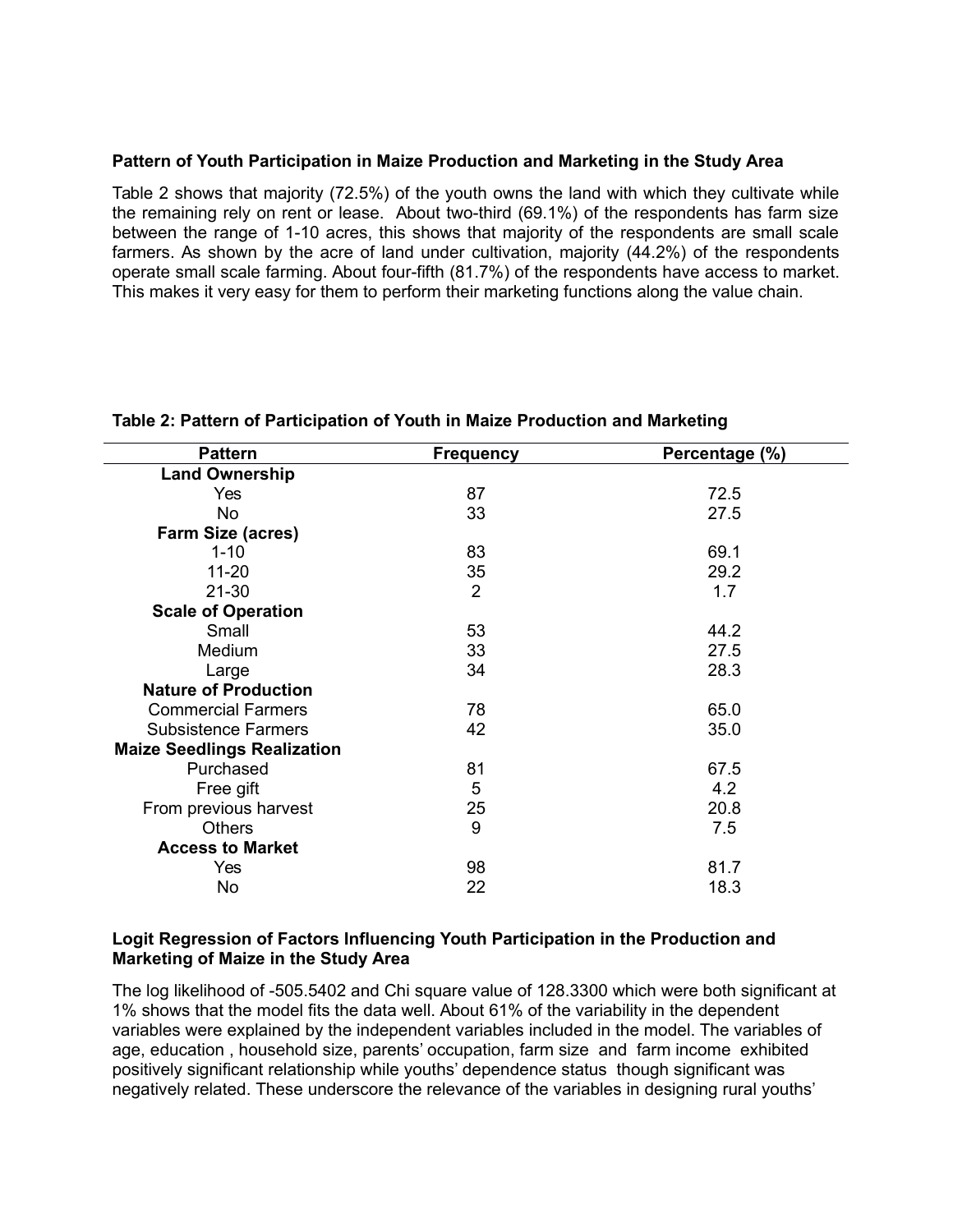### Pattern of Youth Participation in Maize Production and Marketing in the Study Area

Table 2 shows that majority (72.5%) of the youth owns the land with which they cultivate while the remaining rely on rent or lease. About two-third (69.1%) of the respondents has farm size between the range of 1-10 acres, this shows that majority of the respondents are small scale farmers. As shown by the acre of land under cultivation, majority (44.2%) of the respondents operate small scale farming. About four-fifth (81.7%) of the respondents have access to market. This makes it very easy for them to perform their marketing functions along the value chain.

**Table 2: Pattern of Participation of Youth in Maize Production and Marketing**

| Pattern | Frequency | Percentage (%) |
|---|---|---|
| **Land Ownership** | | |
| Yes | 87 | 72.5 |
| No | 33 | 27.5 |
| **Farm Size (acres)** | | |
| 1-10 | 83 | 69.1 |
| 11-20 | 35 | 29.2 |
| 21-30 | 2 | 1.7 |
| **Scale of Operation** | | |
| Small | 53 | 44.2 |
| Medium | 33 | 27.5 |
| Large | 34 | 28.3 |
| **Nature of Production** | | |
| Commercial Farmers | 78 | 65.0 |
| Subsistence Farmers | 42 | 35.0 |
| **Maize Seedlings Realization** | | |
| Purchased | 81 | 67.5 |
| Free gift | 5 | 4.2 |
| From previous harvest | 25 | 20.8 |
| Others | 9 | 7.5 |
| **Access to Market** | | |
| Yes | 98 | 81.7 |
| No | 22 | 18.3 |

### Logit Regression of Factors Influencing Youth Participation in the Production and Marketing of Maize in the Study Area

The log likelihood of -505.5402 and Chi square value of 128.3300 which were both significant at 1% shows that the model fits the data well. About 61% of the variability in the dependent variables were explained by the independent variables included in the model. The variables of age, education , household size, parents' occupation, farm size and farm income exhibited positively significant relationship while youths' dependence status though significant was negatively related. These underscore the relevance of the variables in designing rural youths'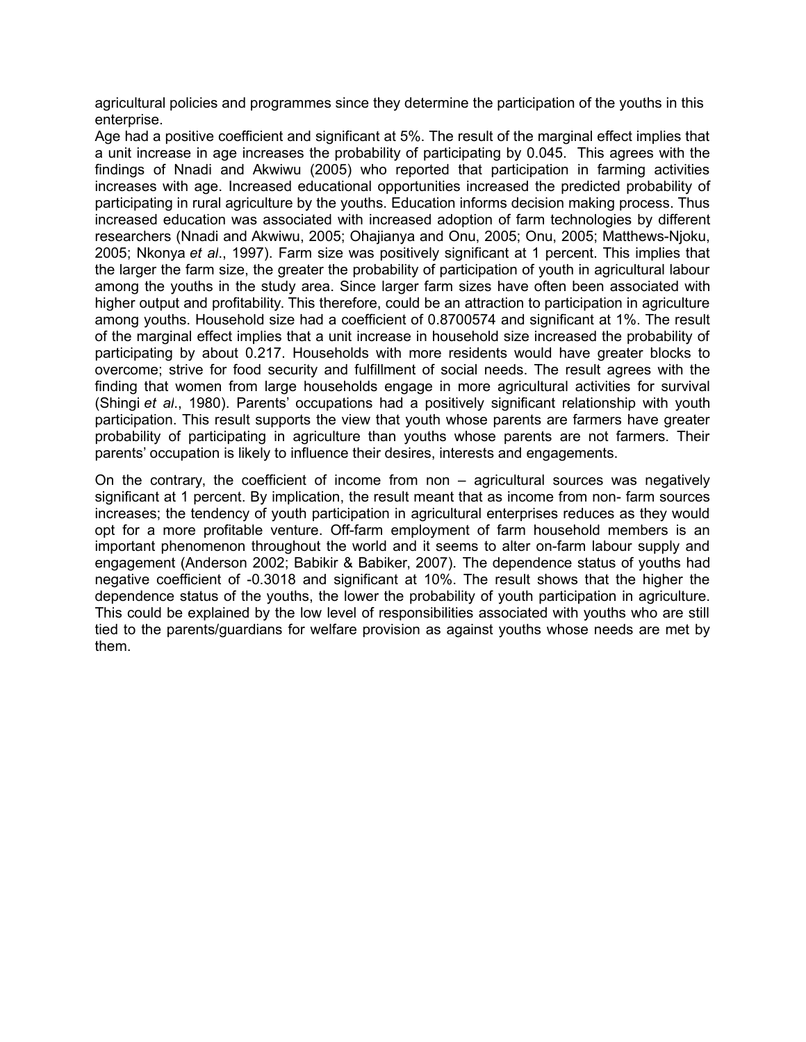agricultural policies and programmes since they determine the participation of the youths in this enterprise.

Age had a positive coefficient and significant at 5%. The result of the marginal effect implies that a unit increase in age increases the probability of participating by 0.045. This agrees with the findings of Nnadi and Akwiwu (2005) who reported that participation in farming activities increases with age. Increased educational opportunities increased the predicted probability of participating in rural agriculture by the youths. Education informs decision making process. Thus increased education was associated with increased adoption of farm technologies by different researchers (Nnadi and Akwiwu, 2005; Ohajianya and Onu, 2005; Onu, 2005; Matthews-Njoku, 2005; Nkonya *et al*., 1997). Farm size was positively significant at 1 percent. This implies that the larger the farm size, the greater the probability of participation of youth in agricultural labour among the youths in the study area. Since larger farm sizes have often been associated with higher output and profitability. This therefore, could be an attraction to participation in agriculture among youths. Household size had a coefficient of 0.8700574 and significant at 1%. The result of the marginal effect implies that a unit increase in household size increased the probability of participating by about 0.217. Households with more residents would have greater blocks to overcome; strive for food security and fulfillment of social needs. The result agrees with the finding that women from large households engage in more agricultural activities for survival (Shingi *et al*., 1980). Parents' occupations had a positively significant relationship with youth participation. This result supports the view that youth whose parents are farmers have greater probability of participating in agriculture than youths whose parents are not farmers. Their parents' occupation is likely to influence their desires, interests and engagements.

On the contrary, the coefficient of income from non – agricultural sources was negatively significant at 1 percent. By implication, the result meant that as income from non- farm sources increases; the tendency of youth participation in agricultural enterprises reduces as they would opt for a more profitable venture. Off-farm employment of farm household members is an important phenomenon throughout the world and it seems to alter on-farm labour supply and engagement (Anderson 2002; Babikir & Babiker, 2007). The dependence status of youths had negative coefficient of -0.3018 and significant at 10%. The result shows that the higher the dependence status of the youths, the lower the probability of youth participation in agriculture. This could be explained by the low level of responsibilities associated with youths who are still tied to the parents/guardians for welfare provision as against youths whose needs are met by them.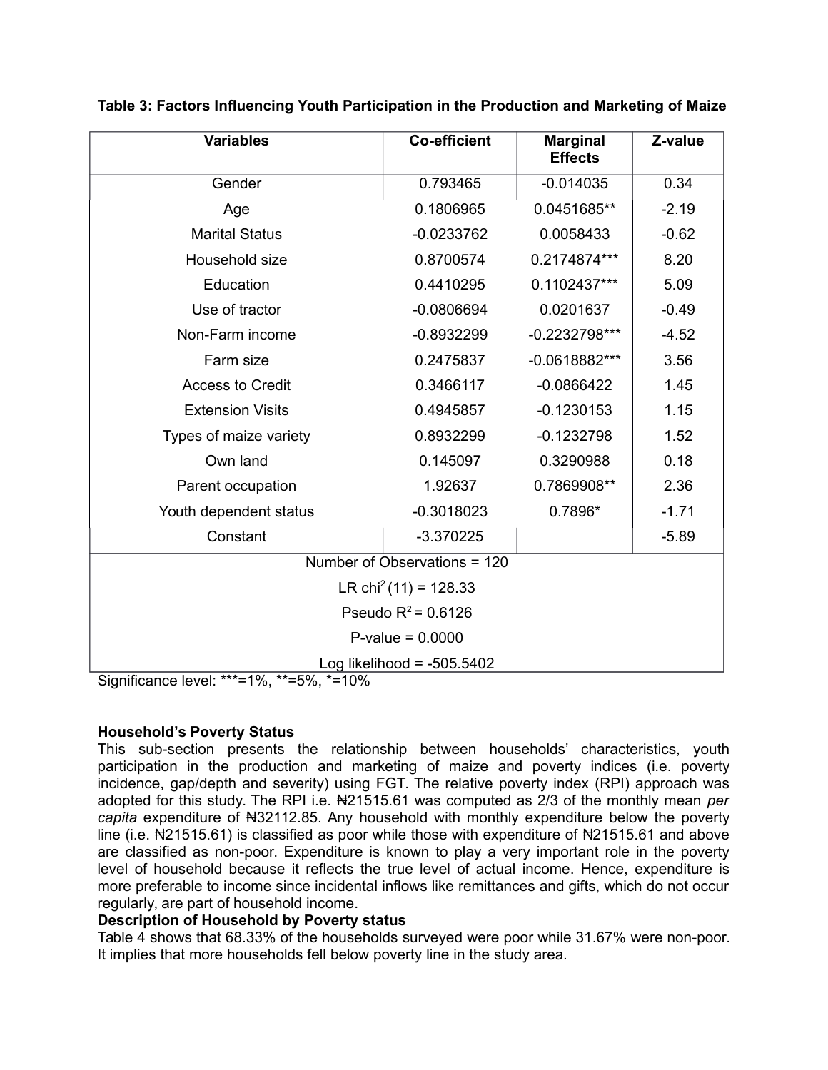**Table 3: Factors Influencing Youth Participation in the Production and Marketing of Maize**

| Variables | Co-efficient | Marginal Effects | Z-value |
|---|---|---|---|
| Gender | 0.793465 | -0.014035 | 0.34 |
| Age | 0.1806965 | 0.0451685** | -2.19 |
| Marital Status | -0.0233762 | 0.0058433 | -0.62 |
| Household size | 0.8700574 | 0.2174874*** | 8.20 |
| Education | 0.4410295 | 0.1102437*** | 5.09 |
| Use of tractor | -0.0806694 | 0.0201637 | -0.49 |
| Non-Farm income | -0.8932299 | -0.2232798*** | -4.52 |
| Farm size | 0.2475837 | -0.0618882*** | 3.56 |
| Access to Credit | 0.3466117 | -0.0866422 | 1.45 |
| Extension Visits | 0.4945857 | -0.1230153 | 1.15 |
| Types of maize variety | 0.8932299 | -0.1232798 | 1.52 |
| Own land | 0.145097 | 0.3290988 | 0.18 |
| Parent occupation | 1.92637 | 0.7869908** | 2.36 |
| Youth dependent status | -0.3018023 | 0.7896* | -1.71 |
| Constant | -3.370225 | | -5.89 |
| Number of Observations = 120 | | | |
| LR $chi^2$ (11) = 128.33 | | | |
| Pseudo $R^2$ = 0.6126 | | | |
| P-value = 0.0000 | | | |
| Log likelihood = -505.5402 | | | |

Significance level: ***=1%, **=5%, *=10%

**Household's Poverty Status**

This sub-section presents the relationship between households' characteristics, youth participation in the production and marketing of maize and poverty indices (i.e. poverty incidence, gap/depth and severity) using FGT. The relative poverty index (RPI) approach was adopted for this study. The RPI i.e. ₦21515.61 was computed as 2/3 of the monthly mean *per capita* expenditure of ₦32112.85. Any household with monthly expenditure below the poverty line (i.e. ₦21515.61) is classified as poor while those with expenditure of ₦21515.61 and above are classified as non-poor. Expenditure is known to play a very important role in the poverty level of household because it reflects the true level of actual income. Hence, expenditure is more preferable to income since incidental inflows like remittances and gifts, which do not occur regularly, are part of household income.

**Description of Household by Poverty status**

Table 4 shows that 68.33% of the households surveyed were poor while 31.67% were non-poor. It implies that more households fell below poverty line in the study area.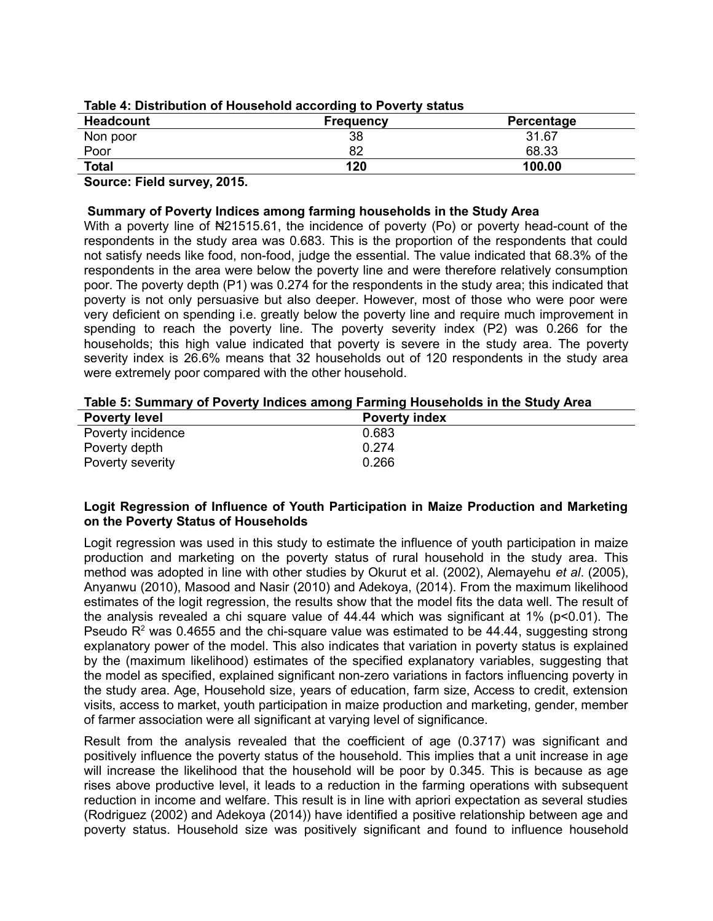**Table 4: Distribution of Household according to Poverty status**

| Headcount | Frequency | Percentage |
|---|---|---|
| Non poor | 38 | 31.67 |
| Poor | 82 | 68.33 |
| **Total** | **120** | **100.00** |

**Source: Field survey, 2015.**

### Summary of Poverty Indices among farming households in the Study Area

With a poverty line of ₦21515.61, the incidence of poverty (Po) or poverty head-count of the respondents in the study area was 0.683. This is the proportion of the respondents that could not satisfy needs like food, non-food, judge the essential. The value indicated that 68.3% of the respondents in the area were below the poverty line and were therefore relatively consumption poor. The poverty depth (P1) was 0.274 for the respondents in the study area; this indicated that poverty is not only persuasive but also deeper. However, most of those who were poor were very deficient on spending i.e. greatly below the poverty line and require much improvement in spending to reach the poverty line. The poverty severity index (P2) was 0.266 for the households; this high value indicated that poverty is severe in the study area. The poverty severity index is 26.6% means that 32 households out of 120 respondents in the study area were extremely poor compared with the other household.

**Table 5: Summary of Poverty Indices among Farming Households in the Study Area**

| Poverty level | Poverty index |
|---|---|
| Poverty incidence | 0.683 |
| Poverty depth | 0.274 |
| Poverty severity | 0.266 |

### Logit Regression of Influence of Youth Participation in Maize Production and Marketing on the Poverty Status of Households

Logit regression was used in this study to estimate the influence of youth participation in maize production and marketing on the poverty status of rural household in the study area. This method was adopted in line with other studies by Okurut et al. (2002), Alemayehu *et al*. (2005), Anyanwu (2010), Masood and Nasir (2010) and Adekoya, (2014). From the maximum likelihood estimates of the logit regression, the results show that the model fits the data well. The result of the analysis revealed a chi square value of 44.44 which was significant at 1% ($p<0.01$). The Pseudo $R^2$ was 0.4655 and the chi-square value was estimated to be 44.44, suggesting strong explanatory power of the model. This also indicates that variation in poverty status is explained by the (maximum likelihood) estimates of the specified explanatory variables, suggesting that the model as specified, explained significant non-zero variations in factors influencing poverty in the study area. Age, Household size, years of education, farm size, Access to credit, extension visits, access to market, youth participation in maize production and marketing, gender, member of farmer association were all significant at varying level of significance.

Result from the analysis revealed that the coefficient of age (0.3717) was significant and positively influence the poverty status of the household. This implies that a unit increase in age will increase the likelihood that the household will be poor by 0.345. This is because as age rises above productive level, it leads to a reduction in the farming operations with subsequent reduction in income and welfare. This result is in line with apriori expectation as several studies (Rodriguez (2002) and Adekoya (2014)) have identified a positive relationship between age and poverty status. Household size was positively significant and found to influence household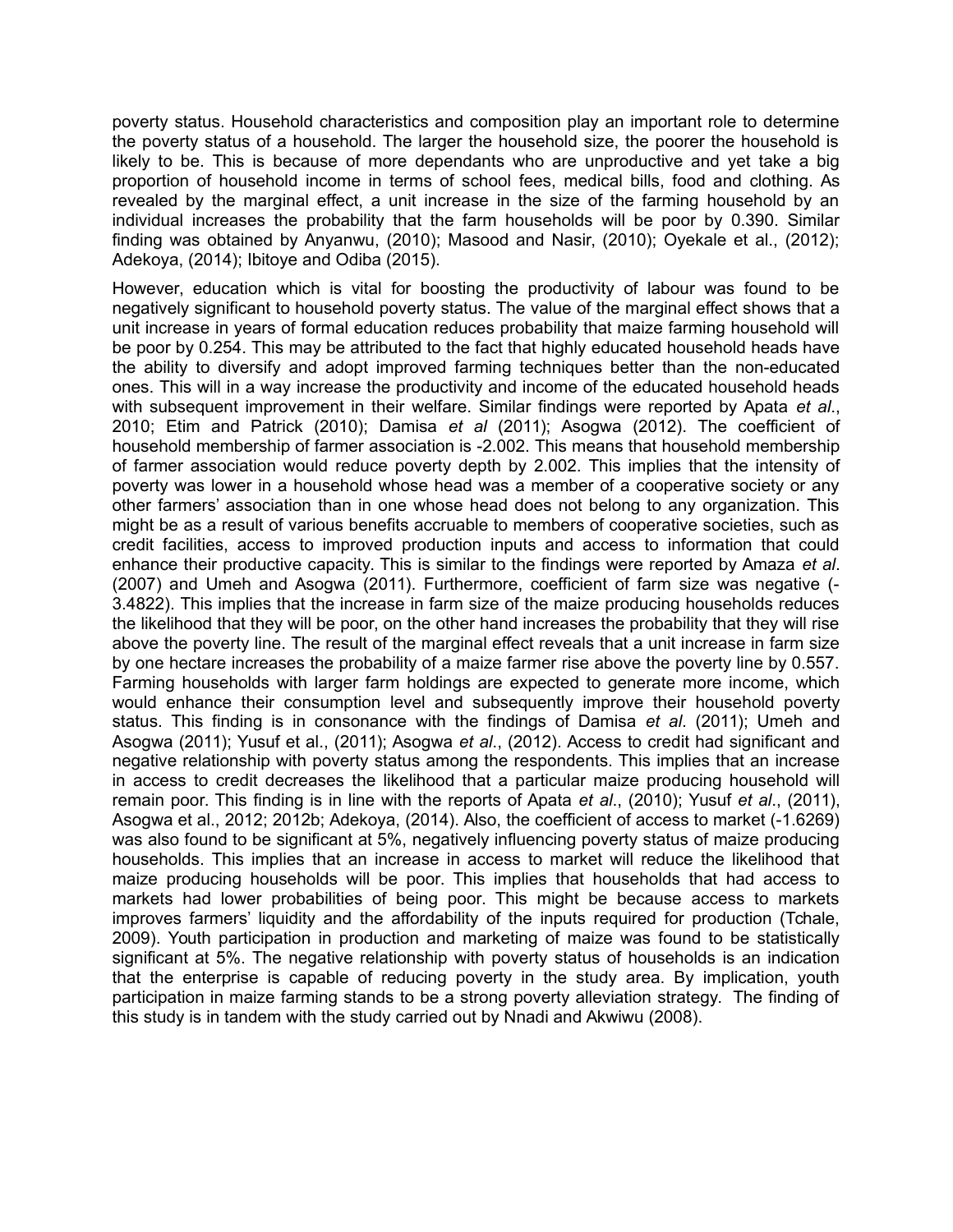poverty status. Household characteristics and composition play an important role to determine the poverty status of a household. The larger the household size, the poorer the household is likely to be. This is because of more dependants who are unproductive and yet take a big proportion of household income in terms of school fees, medical bills, food and clothing. As revealed by the marginal effect, a unit increase in the size of the farming household by an individual increases the probability that the farm households will be poor by 0.390. Similar finding was obtained by Anyanwu, (2010); Masood and Nasir, (2010); Oyekale et al., (2012); Adekoya, (2014); Ibitoye and Odiba (2015).

However, education which is vital for boosting the productivity of labour was found to be negatively significant to household poverty status. The value of the marginal effect shows that a unit increase in years of formal education reduces probability that maize farming household will be poor by 0.254. This may be attributed to the fact that highly educated household heads have the ability to diversify and adopt improved farming techniques better than the non-educated ones. This will in a way increase the productivity and income of the educated household heads with subsequent improvement in their welfare. Similar findings were reported by Apata *et al*., 2010; Etim and Patrick (2010); Damisa *et al* (2011); Asogwa (2012). The coefficient of household membership of farmer association is -2.002. This means that household membership of farmer association would reduce poverty depth by 2.002. This implies that the intensity of poverty was lower in a household whose head was a member of a cooperative society or any other farmers' association than in one whose head does not belong to any organization. This might be as a result of various benefits accruable to members of cooperative societies, such as credit facilities, access to improved production inputs and access to information that could enhance their productive capacity. This is similar to the findings were reported by Amaza *et al*. (2007) and Umeh and Asogwa (2011). Furthermore, coefficient of farm size was negative (-3.4822). This implies that the increase in farm size of the maize producing households reduces the likelihood that they will be poor, on the other hand increases the probability that they will rise above the poverty line. The result of the marginal effect reveals that a unit increase in farm size by one hectare increases the probability of a maize farmer rise above the poverty line by 0.557. Farming households with larger farm holdings are expected to generate more income, which would enhance their consumption level and subsequently improve their household poverty status. This finding is in consonance with the findings of Damisa *et al*. (2011); Umeh and Asogwa (2011); Yusuf et al., (2011); Asogwa *et al*., (2012). Access to credit had significant and negative relationship with poverty status among the respondents. This implies that an increase in access to credit decreases the likelihood that a particular maize producing household will remain poor. This finding is in line with the reports of Apata *et al*., (2010); Yusuf *et al*., (2011), Asogwa et al., 2012; 2012b; Adekoya, (2014). Also, the coefficient of access to market (-1.6269) was also found to be significant at 5%, negatively influencing poverty status of maize producing households. This implies that an increase in access to market will reduce the likelihood that maize producing households will be poor. This implies that households that had access to markets had lower probabilities of being poor. This might be because access to markets improves farmers' liquidity and the affordability of the inputs required for production (Tchale, 2009). Youth participation in production and marketing of maize was found to be statistically significant at 5%. The negative relationship with poverty status of households is an indication that the enterprise is capable of reducing poverty in the study area. By implication, youth participation in maize farming stands to be a strong poverty alleviation strategy. The finding of this study is in tandem with the study carried out by Nnadi and Akwiwu (2008).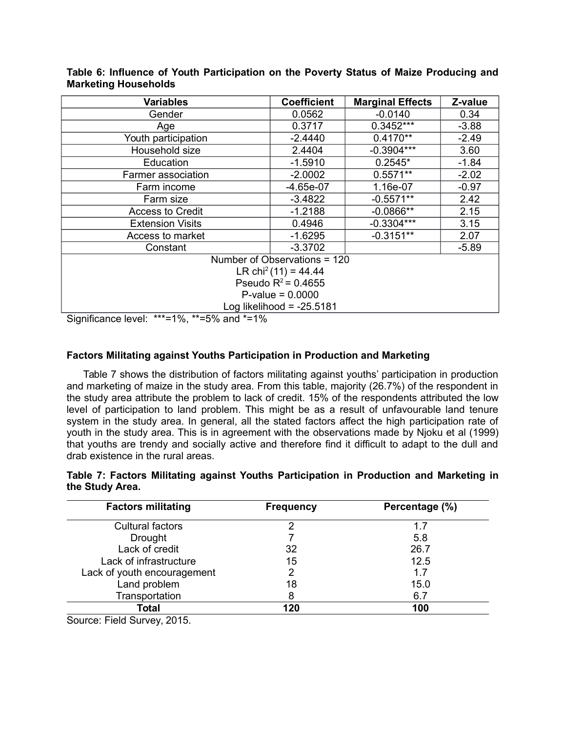**Table 6: Influence of Youth Participation on the Poverty Status of Maize Producing and Marketing Households**

| Variables | Coefficient | Marginal Effects | Z-value |
|---|---|---|---|
| Gender | 0.0562 | -0.0140 | 0.34 |
| Age | 0.3717 | 0.3452*** | -3.88 |
| Youth participation | -2.4440 | 0.4170** | -2.49 |
| Household size | 2.4404 | -0.3904*** | 3.60 |
| Education | -1.5910 | 0.2545* | -1.84 |
| Farmer association | -2.0002 | 0.5571** | -2.02 |
| Farm income | -4.65e-07 | 1.16e-07 | -0.97 |
| Farm size | -3.4822 | -0.5571** | 2.42 |
| Access to Credit | -1.2188 | -0.0866** | 2.15 |
| Extension Visits | 0.4946 | -0.3304*** | 3.15 |
| Access to market | -1.6295 | -0.3151** | 2.07 |
| Constant | -3.3702 | | -5.89 |
| Number of Observations = 120 | | | |
| LR $chi^2(11) = 44.44$ | | | |
| Pseudo $R^2 = 0.4655$ | | | |
| P-value = 0.0000 | | | |
| Log likelihood = -25.5181 | | | |

Significance level: ***=1%, **=5% and *=1%

### Factors Militating against Youths Participation in Production and Marketing

Table 7 shows the distribution of factors militating against youths' participation in production and marketing of maize in the study area. From this table, majority (26.7%) of the respondent in the study area attribute the problem to lack of credit. 15% of the respondents attributed the low level of participation to land problem. This might be as a result of unfavourable land tenure system in the study area. In general, all the stated factors affect the high participation rate of youth in the study area. This is in agreement with the observations made by Njoku et al (1999) that youths are trendy and socially active and therefore find it difficult to adapt to the dull and drab existence in the rural areas.

**Table 7: Factors Militating against Youths Participation in Production and Marketing in the Study Area.**

| Factors militating | Frequency | Percentage (%) |
|---|---|---|
| Cultural factors | 2 | 1.7 |
| Drought | 7 | 5.8 |
| Lack of credit | 32 | 26.7 |
| Lack of infrastructure | 15 | 12.5 |
| Lack of youth encouragement | 2 | 1.7 |
| Land problem | 18 | 15.0 |
| Transportation | 8 | 6.7 |
| **Total** | **120** | **100** |

Source: Field Survey, 2015.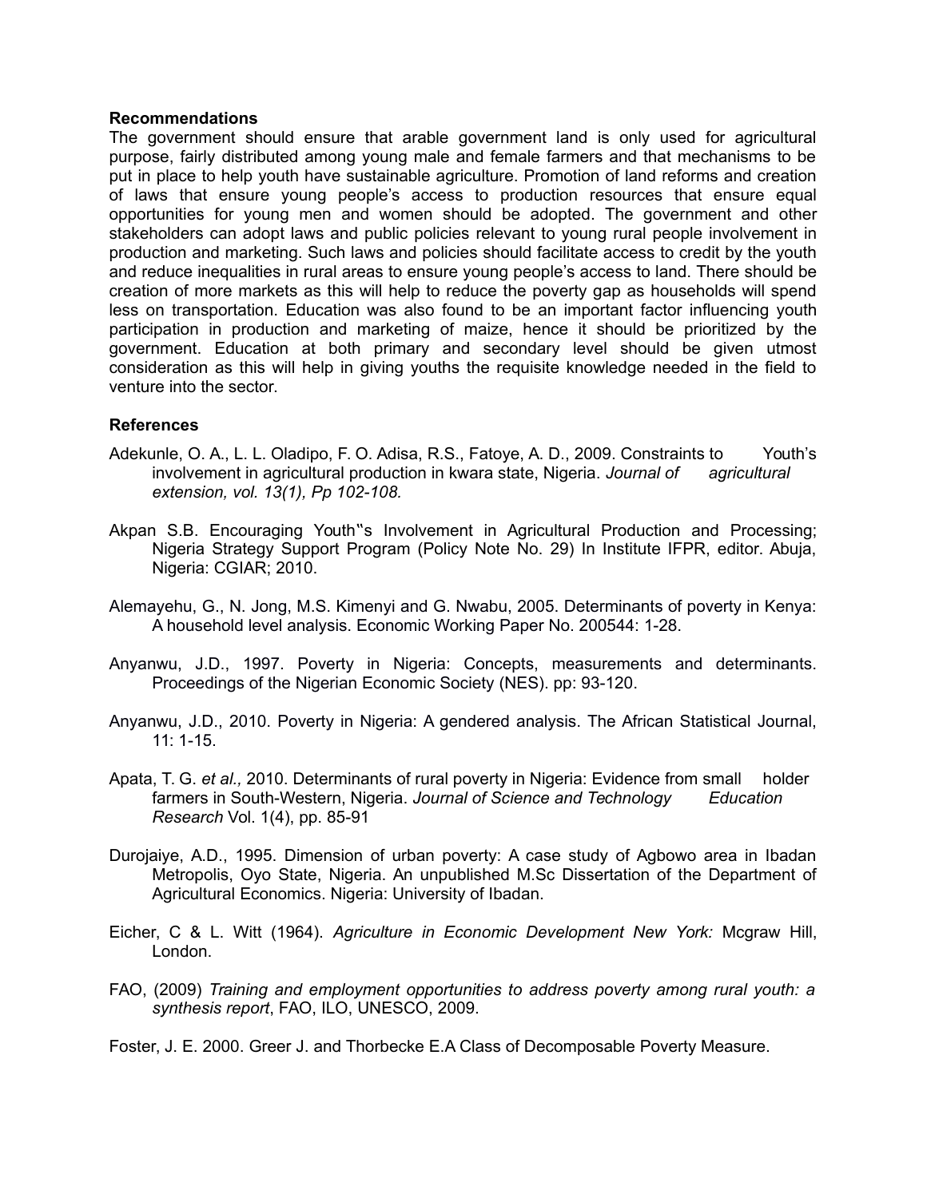### Recommendations

The government should ensure that arable government land is only used for agricultural purpose, fairly distributed among young male and female farmers and that mechanisms to be put in place to help youth have sustainable agriculture. Promotion of land reforms and creation of laws that ensure young people's access to production resources that ensure equal opportunities for young men and women should be adopted. The government and other stakeholders can adopt laws and public policies relevant to young rural people involvement in production and marketing. Such laws and policies should facilitate access to credit by the youth and reduce inequalities in rural areas to ensure young people's access to land. There should be creation of more markets as this will help to reduce the poverty gap as households will spend less on transportation. Education was also found to be an important factor influencing youth participation in production and marketing of maize, hence it should be prioritized by the government. Education at both primary and secondary level should be given utmost consideration as this will help in giving youths the requisite knowledge needed in the field to venture into the sector.

### References

Adekunle, O. A., L. L. Oladipo, F. O. Adisa, R.S., Fatoye, A. D., 2009. Constraints to Youth's involvement in agricultural production in kwara state, Nigeria. *Journal of agricultural extension, vol. 13(1), Pp 102-108.*

Akpan S.B. Encouraging Youth‟s Involvement in Agricultural Production and Processing; Nigeria Strategy Support Program (Policy Note No. 29) In Institute IFPR, editor. Abuja, Nigeria: CGIAR; 2010.

Alemayehu, G., N. Jong, M.S. Kimenyi and G. Nwabu, 2005. Determinants of poverty in Kenya: A household level analysis. Economic Working Paper No. 200544: 1-28.

Anyanwu, J.D., 1997. Poverty in Nigeria: Concepts, measurements and determinants. Proceedings of the Nigerian Economic Society (NES). pp: 93-120.

Anyanwu, J.D., 2010. Poverty in Nigeria: A gendered analysis. The African Statistical Journal, 11: 1-15.

Apata, T. G. *et al.,* 2010. Determinants of rural poverty in Nigeria: Evidence from small holder farmers in South-Western, Nigeria. *Journal of Science and Technology Education Research* Vol. 1(4), pp. 85-91

Durojaiye, A.D., 1995. Dimension of urban poverty: A case study of Agbowo area in Ibadan Metropolis, Oyo State, Nigeria. An unpublished M.Sc Dissertation of the Department of Agricultural Economics. Nigeria: University of Ibadan.

Eicher, C & L. Witt (1964). *Agriculture in Economic Development New York:* Mcgraw Hill, London.

FAO, (2009) *Training and employment opportunities to address poverty among rural youth: a synthesis report*, FAO, ILO, UNESCO, 2009.

Foster, J. E. 2000. Greer J. and Thorbecke E.A Class of Decomposable Poverty Measure.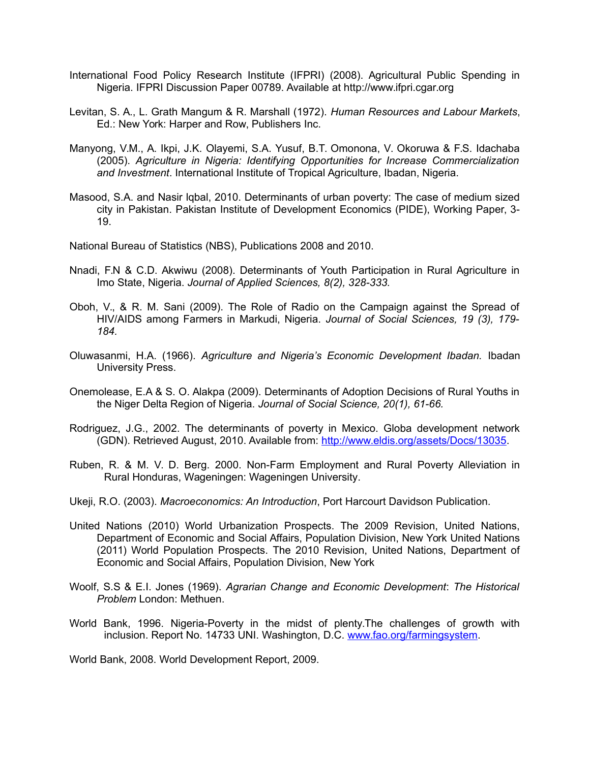International Food Policy Research Institute (IFPRI) (2008). Agricultural Public Spending in Nigeria. IFPRI Discussion Paper 00789. Available at http://www.ifpri.cgar.org

Levitan, S. A., L. Grath Mangum & R. Marshall (1972). *Human Resources and Labour Markets*, Ed.: New York: Harper and Row, Publishers Inc.

Manyong, V.M., A. Ikpi, J.K. Olayemi, S.A. Yusuf, B.T. Omonona, V. Okoruwa & F.S. Idachaba (2005). *Agriculture in Nigeria: Identifying Opportunities for Increase Commercialization and Investment*. International Institute of Tropical Agriculture, Ibadan, Nigeria.

Masood, S.A. and Nasir Iqbal, 2010. Determinants of urban poverty: The case of medium sized city in Pakistan. Pakistan Institute of Development Economics (PIDE), Working Paper, 3-19.

National Bureau of Statistics (NBS), Publications 2008 and 2010.

Nnadi, F.N & C.D. Akwiwu (2008). Determinants of Youth Participation in Rural Agriculture in Imo State, Nigeria. *Journal of Applied Sciences, 8(2), 328-333.*

Oboh, V., & R. M. Sani (2009). The Role of Radio on the Campaign against the Spread of HIV/AIDS among Farmers in Markudi, Nigeria. *Journal of Social Sciences, 19 (3), 179-184.*

Oluwasanmi, H.A. (1966). *Agriculture and Nigeria's Economic Development Ibadan.* Ibadan University Press.

Onemolease, E.A & S. O. Alakpa (2009). Determinants of Adoption Decisions of Rural Youths in the Niger Delta Region of Nigeria. *Journal of Social Science, 20(1), 61-66.*

Rodriguez, J.G., 2002. The determinants of poverty in Mexico. Globa development network (GDN). Retrieved August, 2010. Available from: http://www.eldis.org/assets/Docs/13035.

Ruben, R. & M. V. D. Berg. 2000. Non-Farm Employment and Rural Poverty Alleviation in Rural Honduras, Wageningen: Wageningen University.

Ukeji, R.O. (2003). *Macroeconomics: An Introduction*, Port Harcourt Davidson Publication.

United Nations (2010) World Urbanization Prospects. The 2009 Revision, United Nations, Department of Economic and Social Affairs, Population Division, New York United Nations (2011) World Population Prospects. The 2010 Revision, United Nations, Department of Economic and Social Affairs, Population Division, New York

Woolf, S.S & E.I. Jones (1969). *Agrarian Change and Economic Development*: *The Historical Problem* London: Methuen.

World Bank, 1996. Nigeria-Poverty in the midst of plenty.The challenges of growth with inclusion. Report No. 14733 UNI. Washington, D.C. www.fao.org/farmingsystem.

World Bank, 2008. World Development Report, 2009.